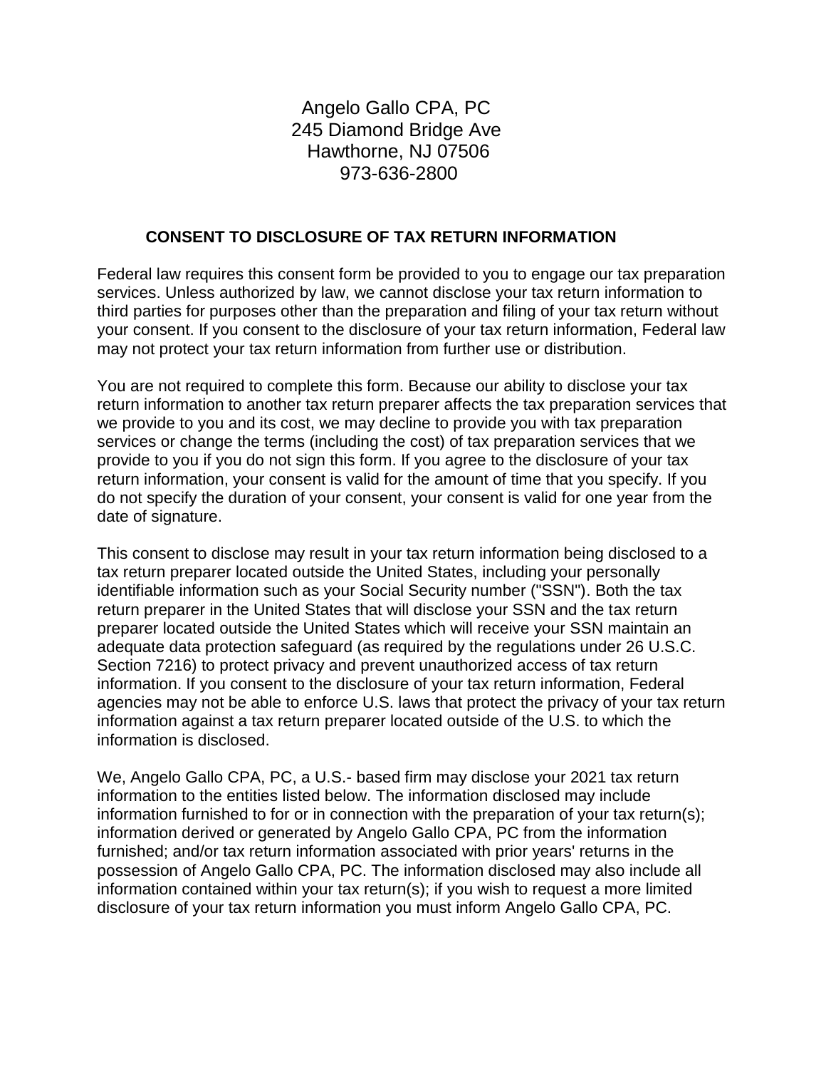Angelo Gallo CPA, PC
245 Diamond Bridge Ave
Hawthorne, NJ 07506
973-636-2800

## CONSENT TO DISCLOSURE OF TAX RETURN INFORMATION

Federal law requires this consent form be provided to you to engage our tax preparation services. Unless authorized by law, we cannot disclose your tax return information to third parties for purposes other than the preparation and filing of your tax return without your consent. If you consent to the disclosure of your tax return information, Federal law may not protect your tax return information from further use or distribution.

You are not required to complete this form. Because our ability to disclose your tax return information to another tax return preparer affects the tax preparation services that we provide to you and its cost, we may decline to provide you with tax preparation services or change the terms (including the cost) of tax preparation services that we provide to you if you do not sign this form. If you agree to the disclosure of your tax return information, your consent is valid for the amount of time that you specify. If you do not specify the duration of your consent, your consent is valid for one year from the date of signature.

This consent to disclose may result in your tax return information being disclosed to a tax return preparer located outside the United States, including your personally identifiable information such as your Social Security number ("SSN"). Both the tax return preparer in the United States that will disclose your SSN and the tax return preparer located outside the United States which will receive your SSN maintain an adequate data protection safeguard (as required by the regulations under 26 U.S.C. Section 7216) to protect privacy and prevent unauthorized access of tax return information. If you consent to the disclosure of your tax return information, Federal agencies may not be able to enforce U.S. laws that protect the privacy of your tax return information against a tax return preparer located outside of the U.S. to which the information is disclosed.

We, Angelo Gallo CPA, PC, a U.S.- based firm may disclose your 2021 tax return information to the entities listed below. The information disclosed may include information furnished to for or in connection with the preparation of your tax return(s); information derived or generated by Angelo Gallo CPA, PC from the information furnished; and/or tax return information associated with prior years' returns in the possession of Angelo Gallo CPA, PC. The information disclosed may also include all information contained within your tax return(s); if you wish to request a more limited disclosure of your tax return information you must inform Angelo Gallo CPA, PC.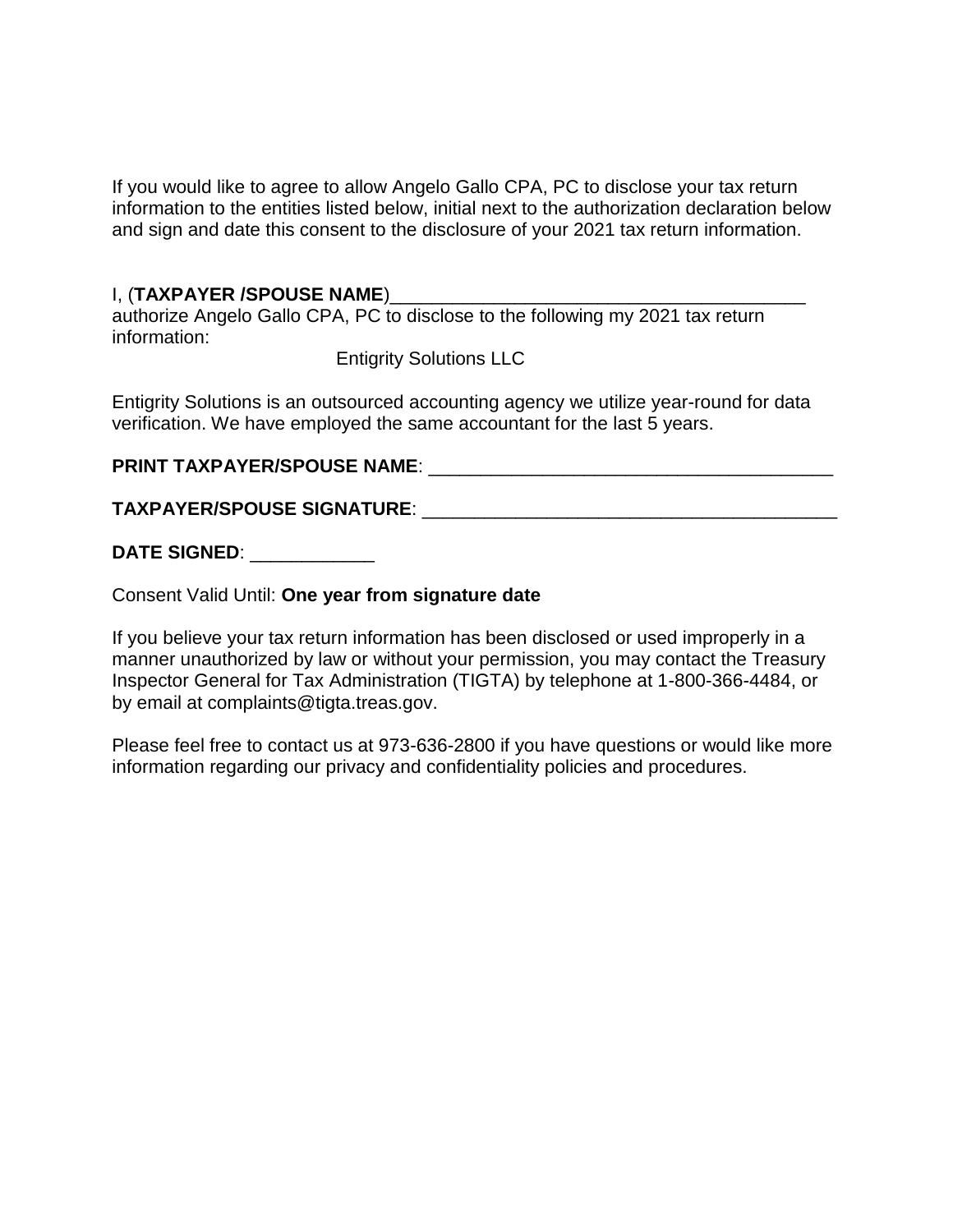If you would like to agree to allow Angelo Gallo CPA, PC to disclose your tax return information to the entities listed below, initial next to the authorization declaration below and sign and date this consent to the disclosure of your 2021 tax return information.

I, (**TAXPAYER /SPOUSE NAME**)________________________________________
authorize Angelo Gallo CPA, PC to disclose to the following my 2021 tax return information:

Entigrity Solutions LLC

Entigrity Solutions is an outsourced accounting agency we utilize year-round for data verification. We have employed the same accountant for the last 5 years.

**PRINT TAXPAYER/SPOUSE NAME**: ________________________________________

**TAXPAYER/SPOUSE SIGNATURE**: ________________________________________

**DATE SIGNED**: ____________

Consent Valid Until: **One year from signature date**

If you believe your tax return information has been disclosed or used improperly in a manner unauthorized by law or without your permission, you may contact the Treasury Inspector General for Tax Administration (TIGTA) by telephone at 1-800-366-4484, or by email at complaints@tigta.treas.gov.

Please feel free to contact us at 973-636-2800 if you have questions or would like more information regarding our privacy and confidentiality policies and procedures.